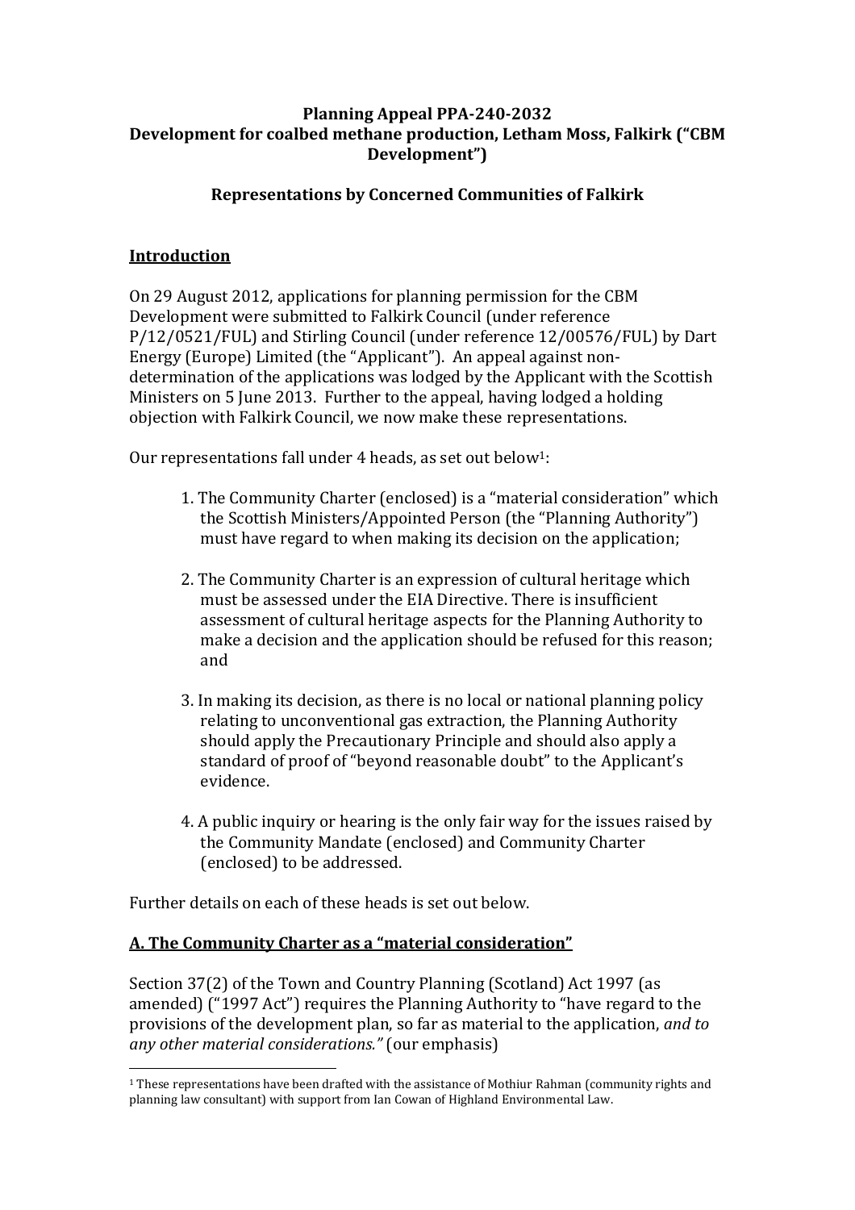**Planning Appeal PPA-240-2032**
**Development for coalbed methane production, Letham Moss, Falkirk ("CBM Development")**

**Representations by Concerned Communities of Falkirk**

## Introduction

On 29 August 2012, applications for planning permission for the CBM Development were submitted to Falkirk Council (under reference P/12/0521/FUL) and Stirling Council (under reference 12/00576/FUL) by Dart Energy (Europe) Limited (the "Applicant"). An appeal against non-determination of the applications was lodged by the Applicant with the Scottish Ministers on 5 June 2013. Further to the appeal, having lodged a holding objection with Falkirk Council, we now make these representations.

Our representations fall under 4 heads, as set out below[1]:

1. The Community Charter (enclosed) is a "material consideration" which the Scottish Ministers/Appointed Person (the "Planning Authority") must have regard to when making its decision on the application;

2. The Community Charter is an expression of cultural heritage which must be assessed under the EIA Directive. There is insufficient assessment of cultural heritage aspects for the Planning Authority to make a decision and the application should be refused for this reason; and

3. In making its decision, as there is no local or national planning policy relating to unconventional gas extraction, the Planning Authority should apply the Precautionary Principle and should also apply a standard of proof of "beyond reasonable doubt" to the Applicant's evidence.

4. A public inquiry or hearing is the only fair way for the issues raised by the Community Mandate (enclosed) and Community Charter (enclosed) to be addressed.

Further details on each of these heads is set out below.

## A. The Community Charter as a "material consideration"

Section 37(2) of the Town and Country Planning (Scotland) Act 1997 (as amended) ("1997 Act") requires the Planning Authority to "have regard to the provisions of the development plan, so far as material to the application, *and to any other material considerations."* (our emphasis)

[1] These representations have been drafted with the assistance of Mothiur Rahman (community rights and planning law consultant) with support from Ian Cowan of Highland Environmental Law.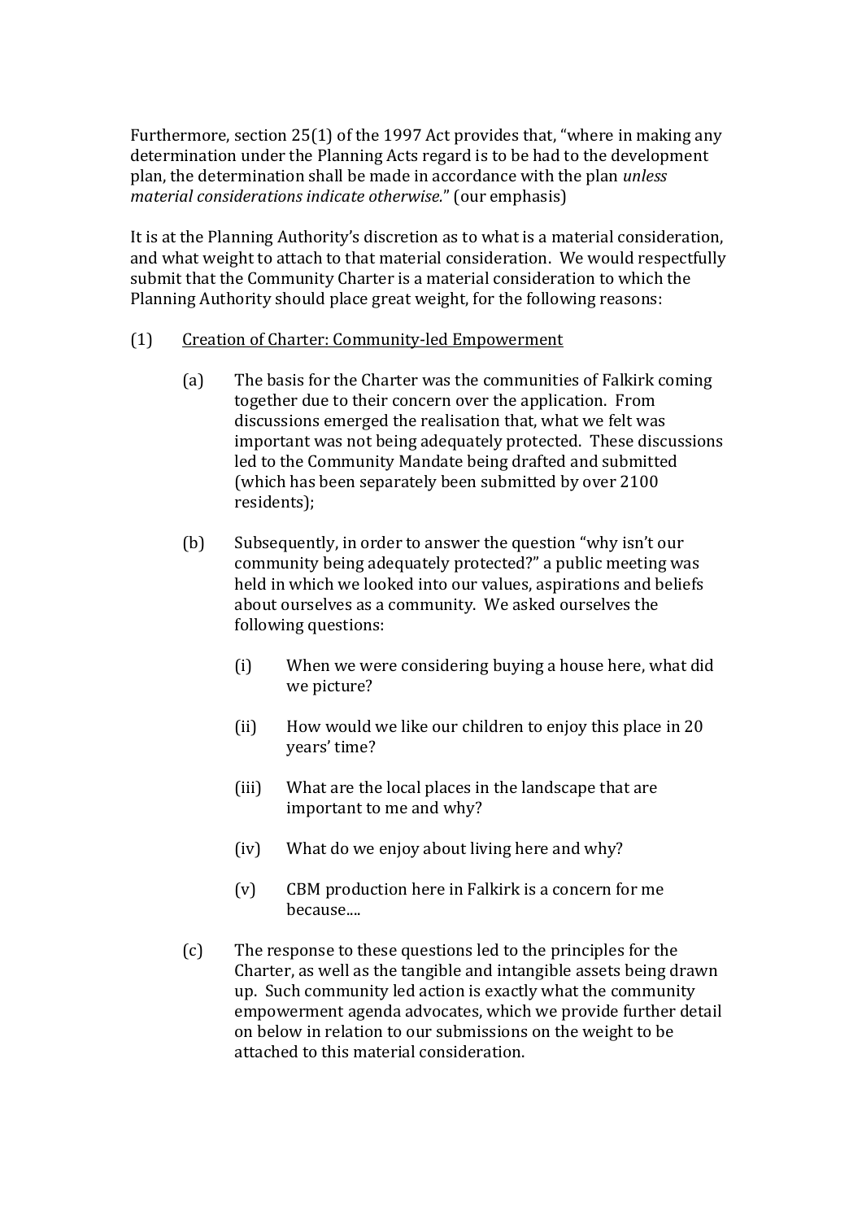Furthermore, section 25(1) of the 1997 Act provides that, "where in making any determination under the Planning Acts regard is to be had to the development plan, the determination shall be made in accordance with the plan *unless material considerations indicate otherwise.*" (our emphasis)

It is at the Planning Authority's discretion as to what is a material consideration, and what weight to attach to that material consideration. We would respectfully submit that the Community Charter is a material consideration to which the Planning Authority should place great weight, for the following reasons:

(1) <u>Creation of Charter: Community-led Empowerment</u>

(a) The basis for the Charter was the communities of Falkirk coming together due to their concern over the application. From discussions emerged the realisation that, what we felt was important was not being adequately protected. These discussions led to the Community Mandate being drafted and submitted (which has been separately been submitted by over 2100 residents);

(b) Subsequently, in order to answer the question "why isn't our community being adequately protected?" a public meeting was held in which we looked into our values, aspirations and beliefs about ourselves as a community. We asked ourselves the following questions:

(i) When we were considering buying a house here, what did we picture?

(ii) How would we like our children to enjoy this place in 20 years' time?

(iii) What are the local places in the landscape that are important to me and why?

(iv) What do we enjoy about living here and why?

(v) CBM production here in Falkirk is a concern for me because....

(c) The response to these questions led to the principles for the Charter, as well as the tangible and intangible assets being drawn up. Such community led action is exactly what the community empowerment agenda advocates, which we provide further detail on below in relation to our submissions on the weight to be attached to this material consideration.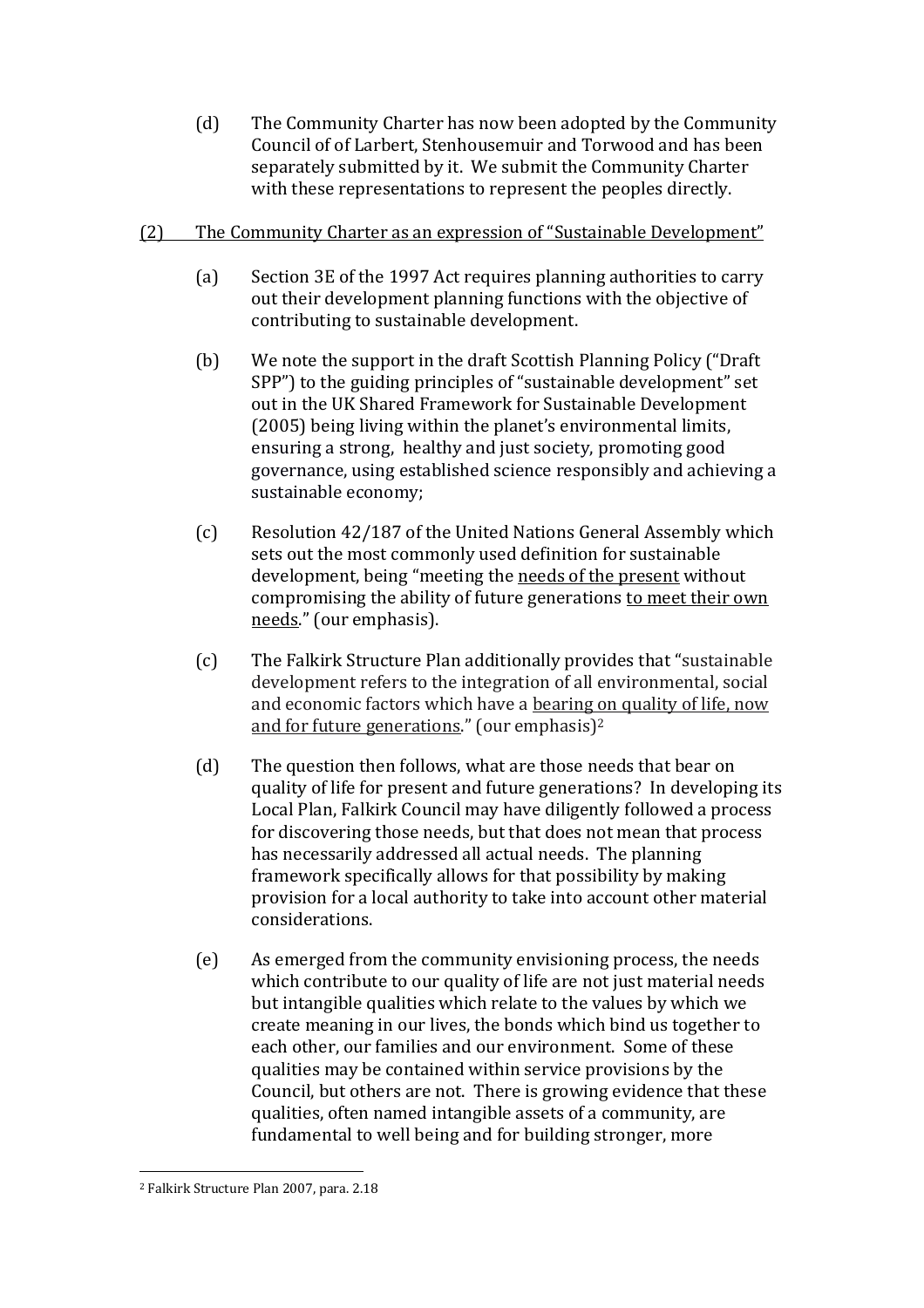(d) The Community Charter has now been adopted by the Community Council of of Larbert, Stenhousemuir and Torwood and has been separately submitted by it. We submit the Community Charter with these representations to represent the peoples directly.

(2) <u>The Community Charter as an expression of "Sustainable Development"</u>

(a) Section 3E of the 1997 Act requires planning authorities to carry out their development planning functions with the objective of contributing to sustainable development.

(b) We note the support in the draft Scottish Planning Policy ("Draft SPP") to the guiding principles of "sustainable development" set out in the UK Shared Framework for Sustainable Development (2005) being living within the planet's environmental limits, ensuring a strong, healthy and just society, promoting good governance, using established science responsibly and achieving a sustainable economy;

(c) Resolution 42/187 of the United Nations General Assembly which sets out the most commonly used definition for sustainable development, being "meeting the <u>needs of the present</u> without compromising the ability of future generations <u>to meet their own needs</u>." (our emphasis).

(c) The Falkirk Structure Plan additionally provides that "sustainable development refers to the integration of all environmental, social and economic factors which have a <u>bearing on quality of life, now and for future generations</u>." (our emphasis)[2]

(d) The question then follows, what are those needs that bear on quality of life for present and future generations? In developing its Local Plan, Falkirk Council may have diligently followed a process for discovering those needs, but that does not mean that process has necessarily addressed all actual needs. The planning framework specifically allows for that possibility by making provision for a local authority to take into account other material considerations.

(e) As emerged from the community envisioning process, the needs which contribute to our quality of life are not just material needs but intangible qualities which relate to the values by which we create meaning in our lives, the bonds which bind us together to each other, our families and our environment. Some of these qualities may be contained within service provisions by the Council, but others are not. There is growing evidence that these qualities, often named intangible assets of a community, are fundamental to well being and for building stronger, more

[2] Falkirk Structure Plan 2007, para. 2.18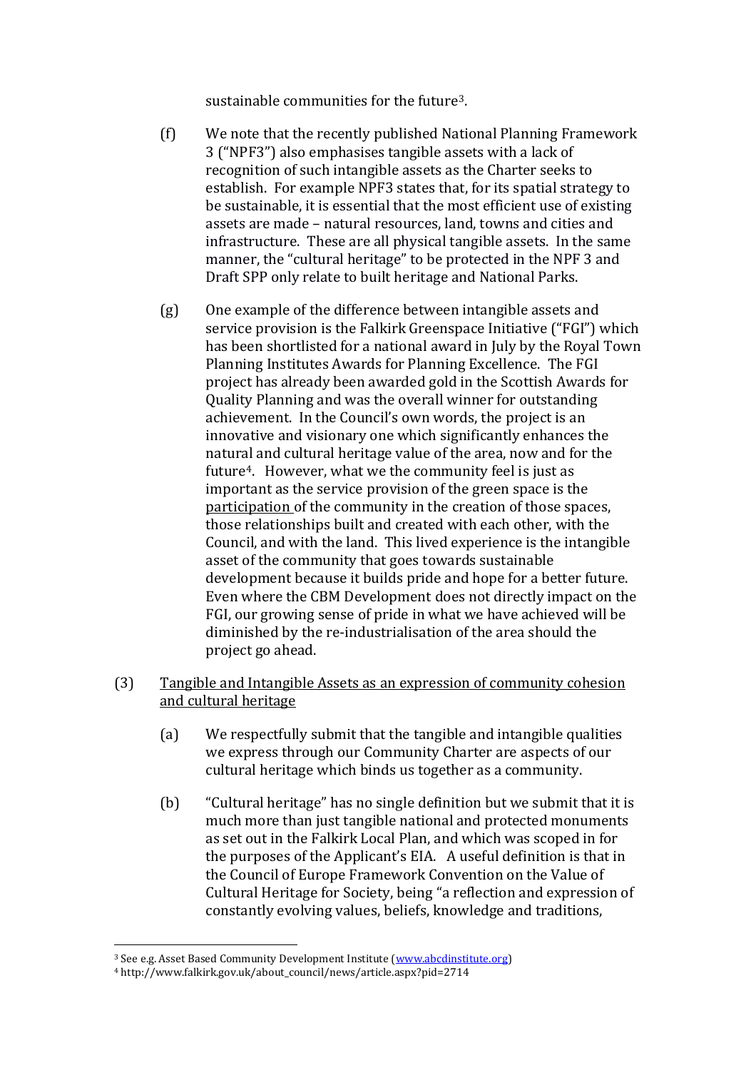sustainable communities for the future[3].

(f) We note that the recently published National Planning Framework 3 ("NPF3") also emphasises tangible assets with a lack of recognition of such intangible assets as the Charter seeks to establish. For example NPF3 states that, for its spatial strategy to be sustainable, it is essential that the most efficient use of existing assets are made – natural resources, land, towns and cities and infrastructure. These are all physical tangible assets. In the same manner, the "cultural heritage" to be protected in the NPF 3 and Draft SPP only relate to built heritage and National Parks.

(g) One example of the difference between intangible assets and service provision is the Falkirk Greenspace Initiative ("FGI") which has been shortlisted for a national award in July by the Royal Town Planning Institutes Awards for Planning Excellence. The FGI project has already been awarded gold in the Scottish Awards for Quality Planning and was the overall winner for outstanding achievement. In the Council's own words, the project is an innovative and visionary one which significantly enhances the natural and cultural heritage value of the area, now and for the future[4]. However, what we the community feel is just as important as the service provision of the green space is the <u>participation</u> of the community in the creation of those spaces, those relationships built and created with each other, with the Council, and with the land. This lived experience is the intangible asset of the community that goes towards sustainable development because it builds pride and hope for a better future. Even where the CBM Development does not directly impact on the FGI, our growing sense of pride in what we have achieved will be diminished by the re-industrialisation of the area should the project go ahead.

(3) <u>Tangible and Intangible Assets as an expression of community cohesion and cultural heritage</u>

(a) We respectfully submit that the tangible and intangible qualities we express through our Community Charter are aspects of our cultural heritage which binds us together as a community.

(b) "Cultural heritage" has no single definition but we submit that it is much more than just tangible national and protected monuments as set out in the Falkirk Local Plan, and which was scoped in for the purposes of the Applicant's EIA. A useful definition is that in the Council of Europe Framework Convention on the Value of Cultural Heritage for Society, being "a reflection and expression of constantly evolving values, beliefs, knowledge and traditions,

---

[3] See e.g. Asset Based Community Development Institute (www.abcdinstitute.org)

[4] http://www.falkirk.gov.uk/about_council/news/article.aspx?pid=2714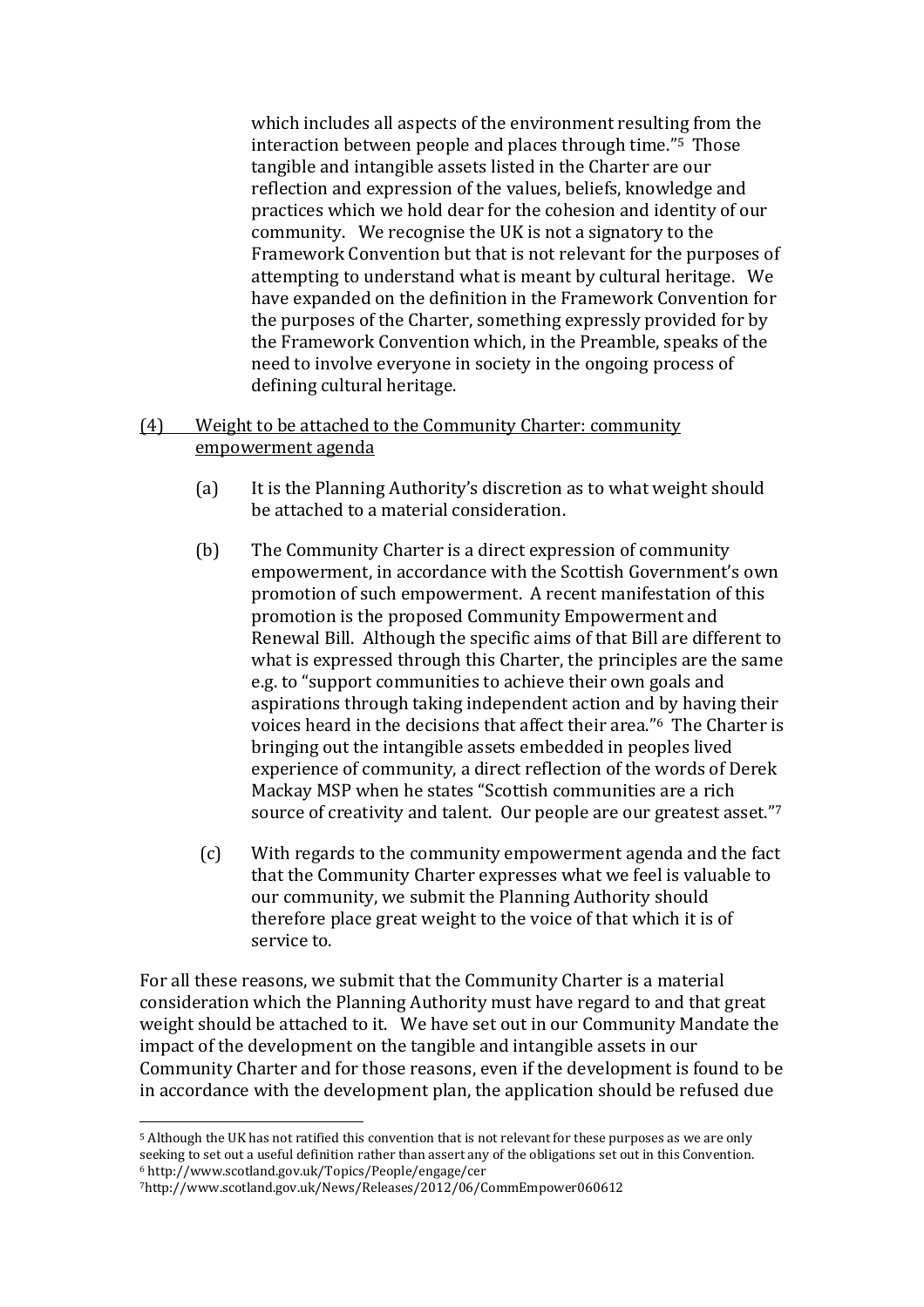which includes all aspects of the environment resulting from the interaction between people and places through time."[5] Those tangible and intangible assets listed in the Charter are our reflection and expression of the values, beliefs, knowledge and practices which we hold dear for the cohesion and identity of our community. We recognise the UK is not a signatory to the Framework Convention but that is not relevant for the purposes of attempting to understand what is meant by cultural heritage. We have expanded on the definition in the Framework Convention for the purposes of the Charter, something expressly provided for by the Framework Convention which, in the Preamble, speaks of the need to involve everyone in society in the ongoing process of defining cultural heritage.

(4) <u>Weight to be attached to the Community Charter: community empowerment agenda</u>

(a) It is the Planning Authority's discretion as to what weight should be attached to a material consideration.

(b) The Community Charter is a direct expression of community empowerment, in accordance with the Scottish Government's own promotion of such empowerment. A recent manifestation of this promotion is the proposed Community Empowerment and Renewal Bill. Although the specific aims of that Bill are different to what is expressed through this Charter, the principles are the same e.g. to "support communities to achieve their own goals and aspirations through taking independent action and by having their voices heard in the decisions that affect their area."[6] The Charter is bringing out the intangible assets embedded in peoples lived experience of community, a direct reflection of the words of Derek Mackay MSP when he states "Scottish communities are a rich source of creativity and talent. Our people are our greatest asset."[7]

(c) With regards to the community empowerment agenda and the fact that the Community Charter expresses what we feel is valuable to our community, we submit the Planning Authority should therefore place great weight to the voice of that which it is of service to.

For all these reasons, we submit that the Community Charter is a material consideration which the Planning Authority must have regard to and that great weight should be attached to it. We have set out in our Community Mandate the impact of the development on the tangible and intangible assets in our Community Charter and for those reasons, even if the development is found to be in accordance with the development plan, the application should be refused due

---

[5] Although the UK has not ratified this convention that is not relevant for these purposes as we are only seeking to set out a useful definition rather than assert any of the obligations set out in this Convention.

[6] http://www.scotland.gov.uk/Topics/People/engage/cer

[7] http://www.scotland.gov.uk/News/Releases/2012/06/CommEmpower060612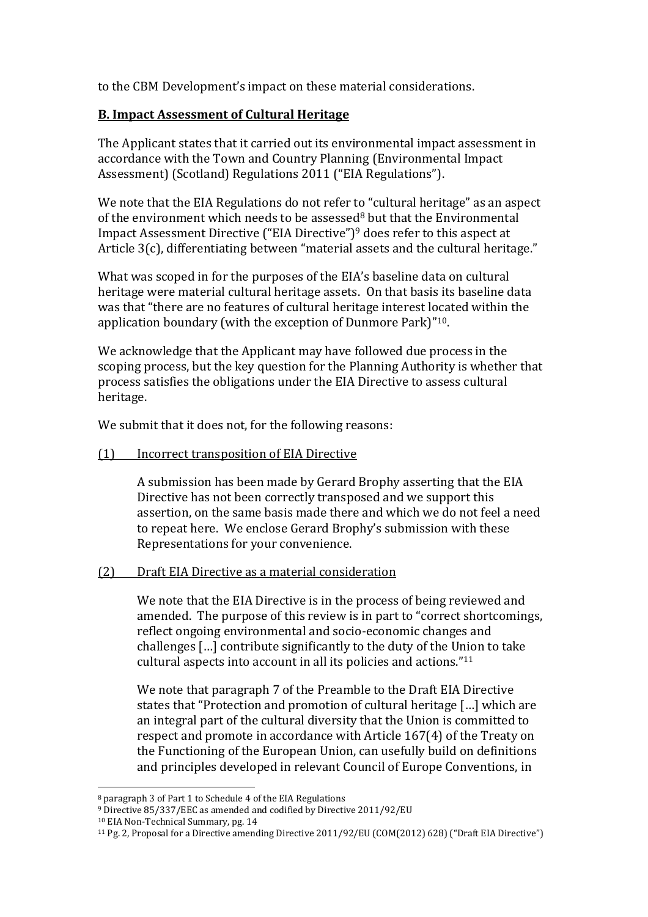to the CBM Development's impact on these material considerations.

## **B. Impact Assessment of Cultural Heritage**

The Applicant states that it carried out its environmental impact assessment in accordance with the Town and Country Planning (Environmental Impact Assessment) (Scotland) Regulations 2011 ("EIA Regulations").

We note that the EIA Regulations do not refer to "cultural heritage" as an aspect of the environment which needs to be assessed[8] but that the Environmental Impact Assessment Directive ("EIA Directive")[9] does refer to this aspect at Article 3(c), differentiating between "material assets and the cultural heritage."

What was scoped in for the purposes of the EIA's baseline data on cultural heritage were material cultural heritage assets. On that basis its baseline data was that "there are no features of cultural heritage interest located within the application boundary (with the exception of Dunmore Park)"[10].

We acknowledge that the Applicant may have followed due process in the scoping process, but the key question for the Planning Authority is whether that process satisfies the obligations under the EIA Directive to assess cultural heritage.

We submit that it does not, for the following reasons:

(1) Incorrect transposition of EIA Directive

> A submission has been made by Gerard Brophy asserting that the EIA Directive has not been correctly transposed and we support this assertion, on the same basis made there and which we do not feel a need to repeat here. We enclose Gerard Brophy's submission with these Representations for your convenience.

(2) Draft EIA Directive as a material consideration

> We note that the EIA Directive is in the process of being reviewed and amended. The purpose of this review is in part to "correct shortcomings, reflect ongoing environmental and socio-economic changes and challenges […] contribute significantly to the duty of the Union to take cultural aspects into account in all its policies and actions."[11]
>
> We note that paragraph 7 of the Preamble to the Draft EIA Directive states that "Protection and promotion of cultural heritage […] which are an integral part of the cultural diversity that the Union is committed to respect and promote in accordance with Article 167(4) of the Treaty on the Functioning of the European Union, can usefully build on definitions and principles developed in relevant Council of Europe Conventions, in

---

[8] paragraph 3 of Part 1 to Schedule 4 of the EIA Regulations

[9] Directive 85/337/EEC as amended and codified by Directive 2011/92/EU

[10] EIA Non-Technical Summary, pg. 14

[11] Pg. 2, Proposal for a Directive amending Directive 2011/92/EU (COM(2012) 628) ("Draft EIA Directive")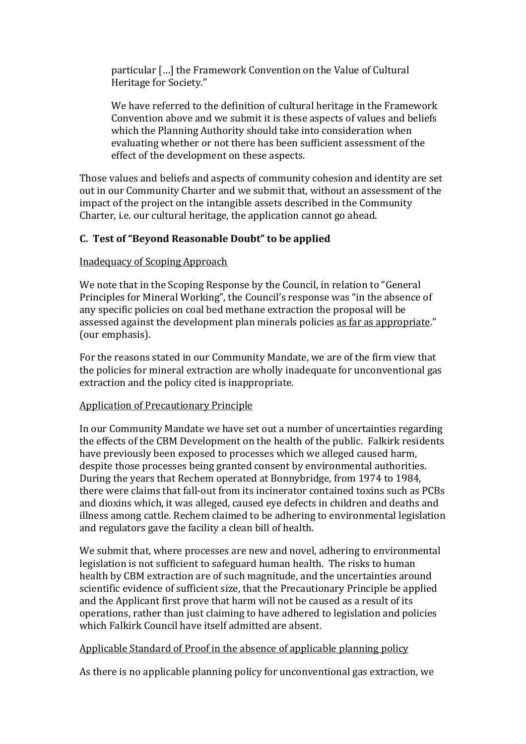> particular […] the Framework Convention on the Value of Cultural Heritage for Society."
>
> We have referred to the definition of cultural heritage in the Framework Convention above and we submit it is these aspects of values and beliefs which the Planning Authority should take into consideration when evaluating whether or not there has been sufficient assessment of the effect of the development on these aspects.

Those values and beliefs and aspects of community cohesion and identity are set out in our Community Charter and we submit that, without an assessment of the impact of the project on the intangible assets described in the Community Charter, i.e. our cultural heritage, the application cannot go ahead.

### C. Test of "Beyond Reasonable Doubt" to be applied

<u>Inadequacy of Scoping Approach</u>

We note that in the Scoping Response by the Council, in relation to "General Principles for Mineral Working", the Council's response was "in the absence of any specific policies on coal bed methane extraction the proposal will be assessed against the development plan minerals policies <u>as far as appropriate</u>." (our emphasis).

For the reasons stated in our Community Mandate, we are of the firm view that the policies for mineral extraction are wholly inadequate for unconventional gas extraction and the policy cited is inappropriate.

<u>Application of Precautionary Principle</u>

In our Community Mandate we have set out a number of uncertainties regarding the effects of the CBM Development on the health of the public. Falkirk residents have previously been exposed to processes which we alleged caused harm, despite those processes being granted consent by environmental authorities. During the years that Rechem operated at Bonnybridge, from 1974 to 1984, there were claims that fall-out from its incinerator contained toxins such as PCBs and dioxins which, it was alleged, caused eye defects in children and deaths and illness among cattle. Rechem claimed to be adhering to environmental legislation and regulators gave the facility a clean bill of health.

We submit that, where processes are new and novel, adhering to environmental legislation is not sufficient to safeguard human health. The risks to human health by CBM extraction are of such magnitude, and the uncertainties around scientific evidence of sufficient size, that the Precautionary Principle be applied and the Applicant first prove that harm will not be caused as a result of its operations, rather than just claiming to have adhered to legislation and policies which Falkirk Council have itself admitted are absent.

<u>Applicable Standard of Proof in the absence of applicable planning policy</u>

As there is no applicable planning policy for unconventional gas extraction, we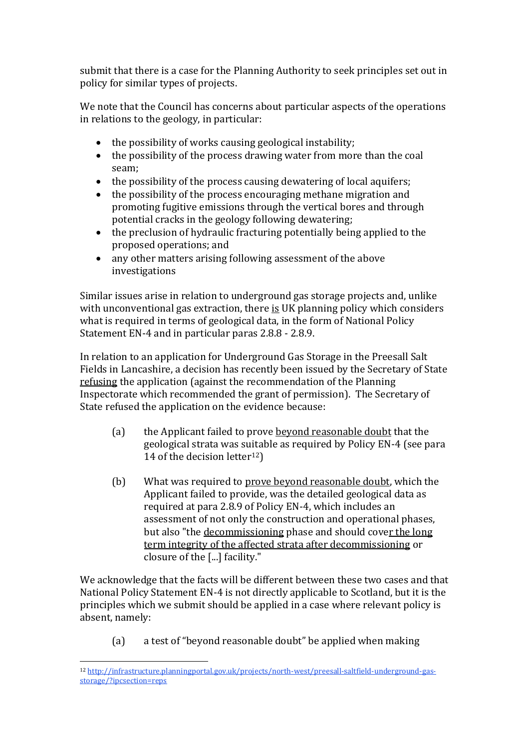submit that there is a case for the Planning Authority to seek principles set out in policy for similar types of projects.

We note that the Council has concerns about particular aspects of the operations in relations to the geology, in particular:

- the possibility of works causing geological instability;
- the possibility of the process drawing water from more than the coal seam;
- the possibility of the process causing dewatering of local aquifers;
- the possibility of the process encouraging methane migration and promoting fugitive emissions through the vertical bores and through potential cracks in the geology following dewatering;
- the preclusion of hydraulic fracturing potentially being applied to the proposed operations; and
- any other matters arising following assessment of the above investigations

Similar issues arise in relation to underground gas storage projects and, unlike with unconventional gas extraction, there <u>is</u> UK planning policy which considers what is required in terms of geological data, in the form of National Policy Statement EN-4 and in particular paras 2.8.8 - 2.8.9.

In relation to an application for Underground Gas Storage in the Preesall Salt Fields in Lancashire, a decision has recently been issued by the Secretary of State <u>refusing</u> the application (against the recommendation of the Planning Inspectorate which recommended the grant of permission). The Secretary of State refused the application on the evidence because:

(a) the Applicant failed to prove <u>beyond reasonable doubt</u> that the geological strata was suitable as required by Policy EN-4 (see para 14 of the decision letter[12])

(b) What was required to <u>prove beyond reasonable doubt</u>, which the Applicant failed to provide, was the detailed geological data as required at para 2.8.9 of Policy EN-4, which includes an assessment of not only the construction and operational phases, but also "the <u>decommissioning</u> phase and should cove<u>r the long term integrity of the affected strata after decommissioning</u> or closure of the [...] facility."

We acknowledge that the facts will be different between these two cases and that National Policy Statement EN-4 is not directly applicable to Scotland, but it is the principles which we submit should be applied in a case where relevant policy is absent, namely:

(a) a test of "beyond reasonable doubt" be applied when making

---

[12] http://infrastructure.planningportal.gov.uk/projects/north-west/preesall-saltfield-underground-gas-storage/?ipcsection=reps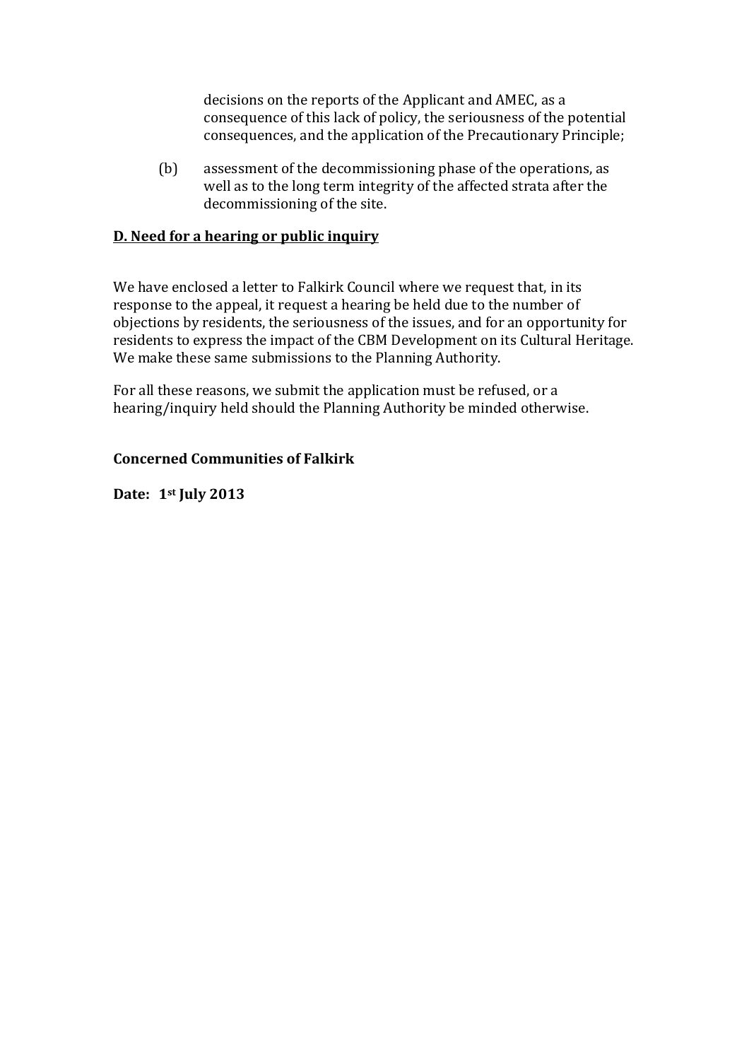decisions on the reports of the Applicant and AMEC, as a consequence of this lack of policy, the seriousness of the potential consequences, and the application of the Precautionary Principle;

(b) assessment of the decommissioning phase of the operations, as well as to the long term integrity of the affected strata after the decommissioning of the site.

**D. Need for a hearing or public inquiry**

We have enclosed a letter to Falkirk Council where we request that, in its response to the appeal, it request a hearing be held due to the number of objections by residents, the seriousness of the issues, and for an opportunity for residents to express the impact of the CBM Development on its Cultural Heritage. We make these same submissions to the Planning Authority.

For all these reasons, we submit the application must be refused, or a hearing/inquiry held should the Planning Authority be minded otherwise.

**Concerned Communities of Falkirk**

**Date: 1st July 2013**